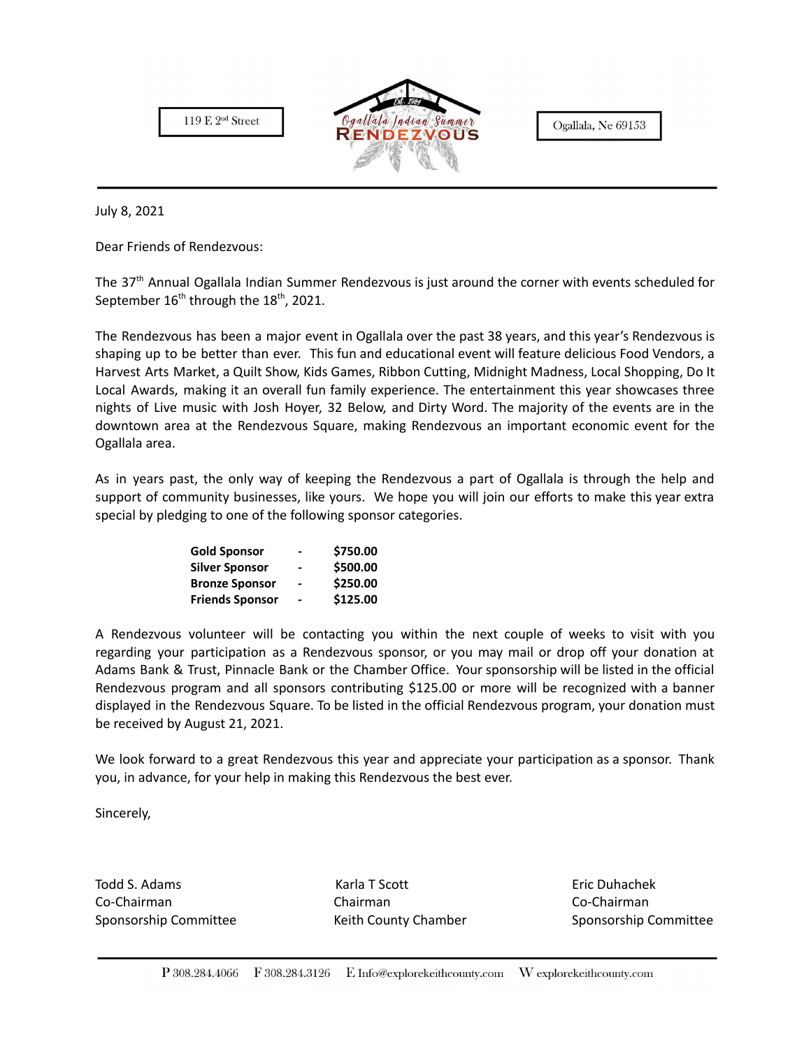119 E 2nd Street

Ogallala Indian Summer RENDEZVOUS
Est. 1984

Ogallala, Ne 69153

July 8, 2021

Dear Friends of Rendezvous:

The 37th Annual Ogallala Indian Summer Rendezvous is just around the corner with events scheduled for September 16th through the 18th, 2021.

The Rendezvous has been a major event in Ogallala over the past 38 years, and this year's Rendezvous is shaping up to be better than ever. This fun and educational event will feature delicious Food Vendors, a Harvest Arts Market, a Quilt Show, Kids Games, Ribbon Cutting, Midnight Madness, Local Shopping, Do It Local Awards, making it an overall fun family experience. The entertainment this year showcases three nights of Live music with Josh Hoyer, 32 Below, and Dirty Word. The majority of the events are in the downtown area at the Rendezvous Square, making Rendezvous an important economic event for the Ogallala area.

As in years past, the only way of keeping the Rendezvous a part of Ogallala is through the help and support of community businesses, like yours. We hope you will join our efforts to make this year extra special by pledging to one of the following sponsor categories.

| | | |
|---|---|---|
| **Gold Sponsor** | - | **$750.00** |
| **Silver Sponsor** | - | **$500.00** |
| **Bronze Sponsor** | - | **$250.00** |
| **Friends Sponsor** | - | **$125.00** |

A Rendezvous volunteer will be contacting you within the next couple of weeks to visit with you regarding your participation as a Rendezvous sponsor, or you may mail or drop off your donation at Adams Bank & Trust, Pinnacle Bank or the Chamber Office. Your sponsorship will be listed in the official Rendezvous program and all sponsors contributing $125.00 or more will be recognized with a banner displayed in the Rendezvous Square. To be listed in the official Rendezvous program, your donation must be received by August 21, 2021.

We look forward to a great Rendezvous this year and appreciate your participation as a sponsor. Thank you, in advance, for your help in making this Rendezvous the best ever.

Sincerely,

Todd S. Adams
Co-Chairman
Sponsorship Committee

Karla T Scott
Chairman
Keith County Chamber

Eric Duhachek
Co-Chairman
Sponsorship Committee

P 308.284.4066 F 308.284.3126 E Info@explorekeithcounty.com W explorekeithcounty.com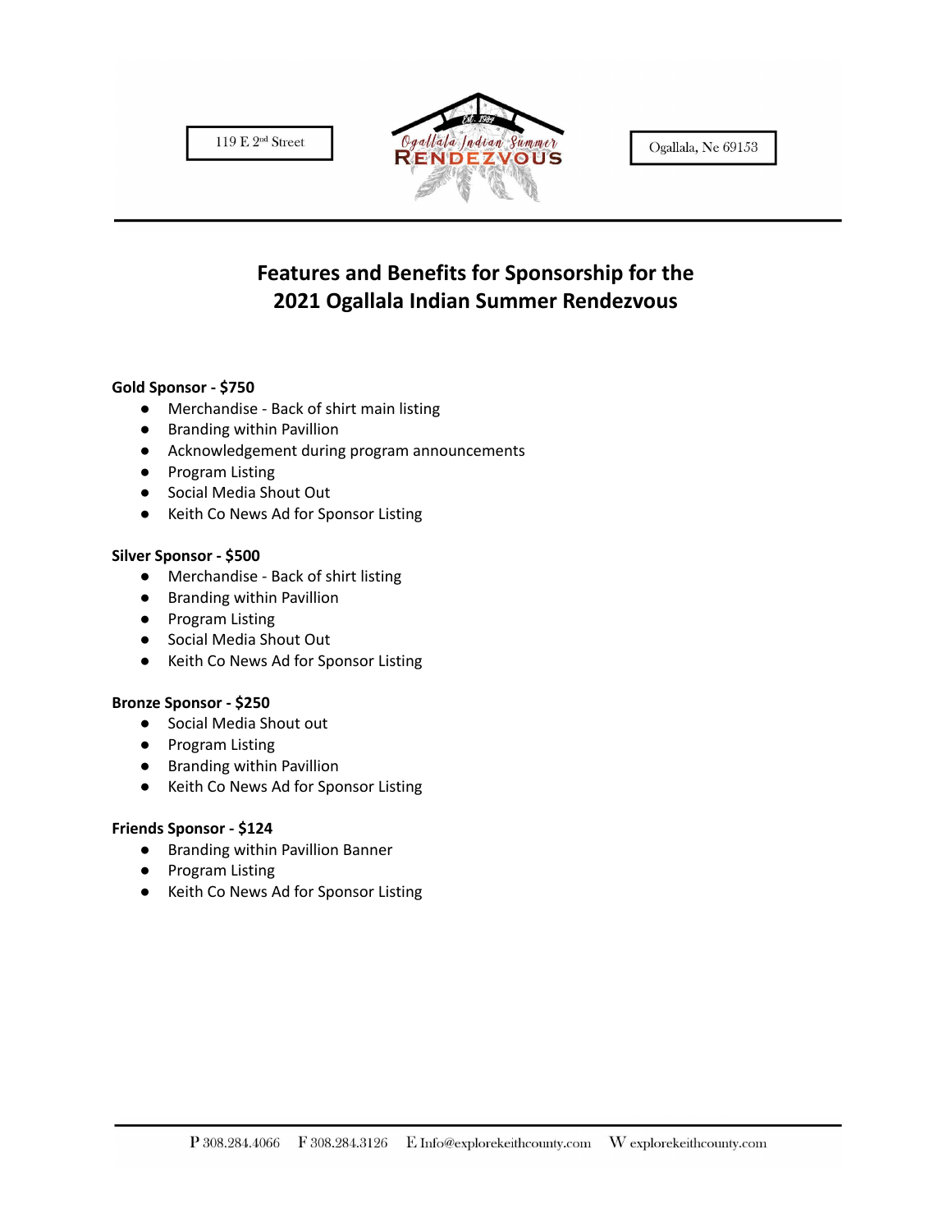119 E 2nd Street

Ogallala Indian Summer RENDEZVOUS

Ogallala, Ne 69153

## Features and Benefits for Sponsorship for the 2021 Ogallala Indian Summer Rendezvous

**Gold Sponsor - $750**

- Merchandise - Back of shirt main listing
- Branding within Pavillion
- Acknowledgement during program announcements
- Program Listing
- Social Media Shout Out
- Keith Co News Ad for Sponsor Listing

**Silver Sponsor - $500**

- Merchandise - Back of shirt listing
- Branding within Pavillion
- Program Listing
- Social Media Shout Out
- Keith Co News Ad for Sponsor Listing

**Bronze Sponsor - $250**

- Social Media Shout out
- Program Listing
- Branding within Pavillion
- Keith Co News Ad for Sponsor Listing

**Friends Sponsor - $124**

- Branding within Pavillion Banner
- Program Listing
- Keith Co News Ad for Sponsor Listing

P 308.284.4066 F 308.284.3126 E Info@explorekeithcounty.com W explorekeithcounty.com